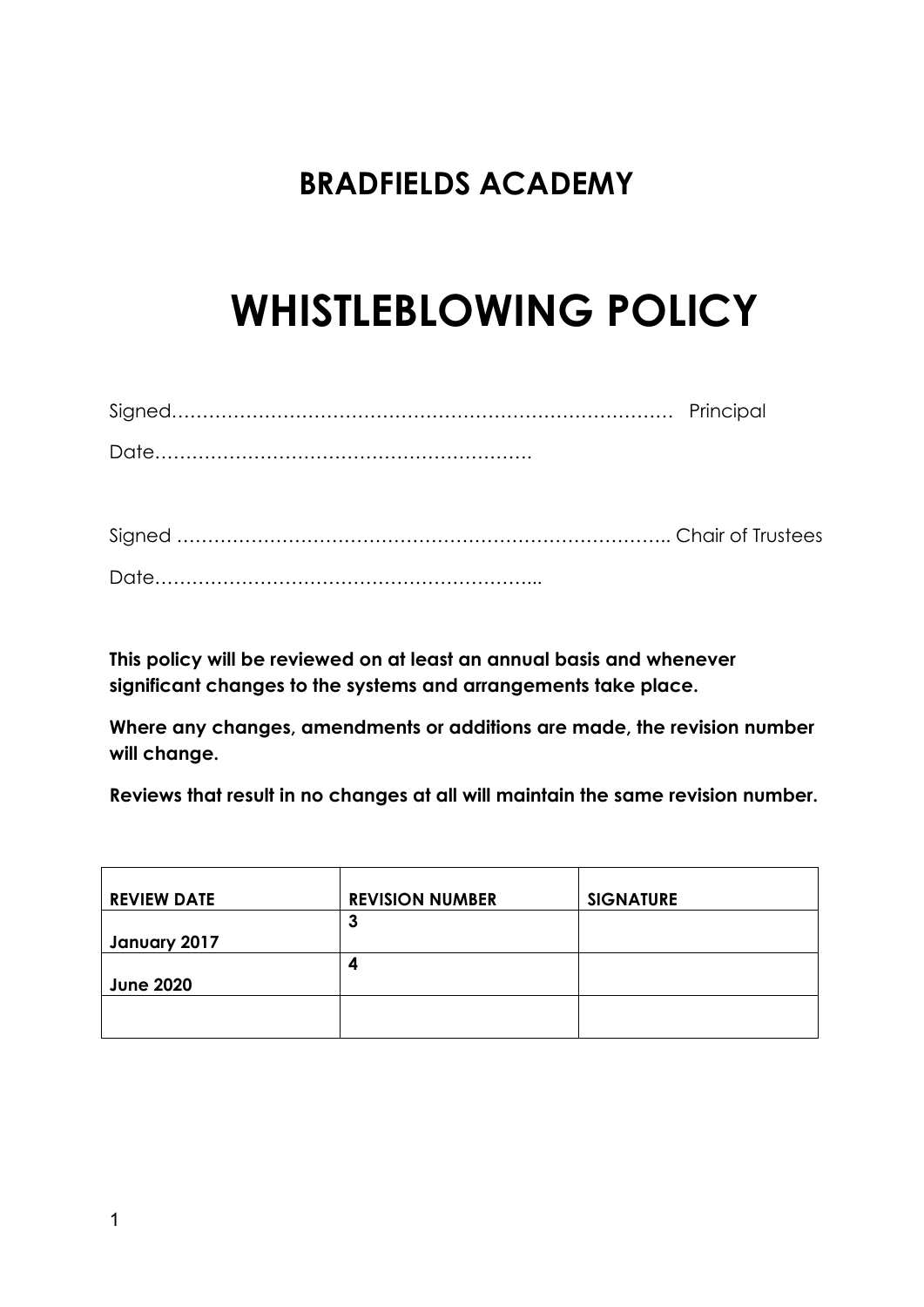# BRADFIELDS ACADEMY

# WHISTLEBLOWING POLICY

Signed………………………………………………………………………… Principal

Date…………………………………………………….

Signed ……………………………………………………………………….. Chair of Trustees

Date……………………………………………………...

**This policy will be reviewed on at least an annual basis and whenever significant changes to the systems and arrangements take place.**

**Where any changes, amendments or additions are made, the revision number will change.**

**Reviews that result in no changes at all will maintain the same revision number.**

| REVIEW DATE | REVISION NUMBER | SIGNATURE |
|---|---|---|
| January 2017 | 3 | |
| June 2020 | 4 | |
| | | |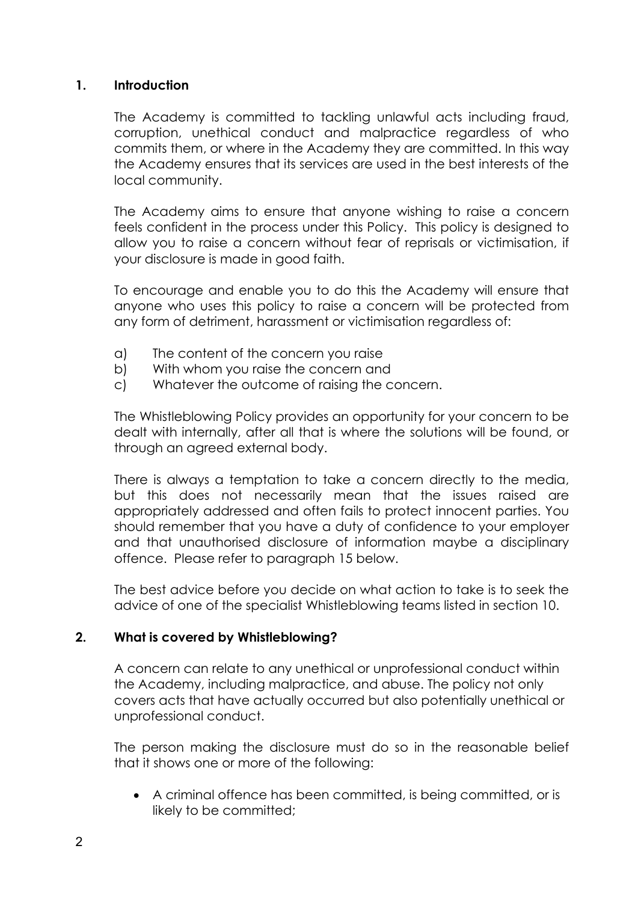## 1. Introduction

The Academy is committed to tackling unlawful acts including fraud, corruption, unethical conduct and malpractice regardless of who commits them, or where in the Academy they are committed. In this way the Academy ensures that its services are used in the best interests of the local community.

The Academy aims to ensure that anyone wishing to raise a concern feels confident in the process under this Policy. This policy is designed to allow you to raise a concern without fear of reprisals or victimisation, if your disclosure is made in good faith.

To encourage and enable you to do this the Academy will ensure that anyone who uses this policy to raise a concern will be protected from any form of detriment, harassment or victimisation regardless of:

a) The content of the concern you raise
b) With whom you raise the concern and
c) Whatever the outcome of raising the concern.

The Whistleblowing Policy provides an opportunity for your concern to be dealt with internally, after all that is where the solutions will be found, or through an agreed external body.

There is always a temptation to take a concern directly to the media, but this does not necessarily mean that the issues raised are appropriately addressed and often fails to protect innocent parties. You should remember that you have a duty of confidence to your employer and that unauthorised disclosure of information maybe a disciplinary offence. Please refer to paragraph 15 below.

The best advice before you decide on what action to take is to seek the advice of one of the specialist Whistleblowing teams listed in section 10.

## 2. What is covered by Whistleblowing?

A concern can relate to any unethical or unprofessional conduct within the Academy, including malpractice, and abuse. The policy not only covers acts that have actually occurred but also potentially unethical or unprofessional conduct.

The person making the disclosure must do so in the reasonable belief that it shows one or more of the following:

- A criminal offence has been committed, is being committed, or is likely to be committed;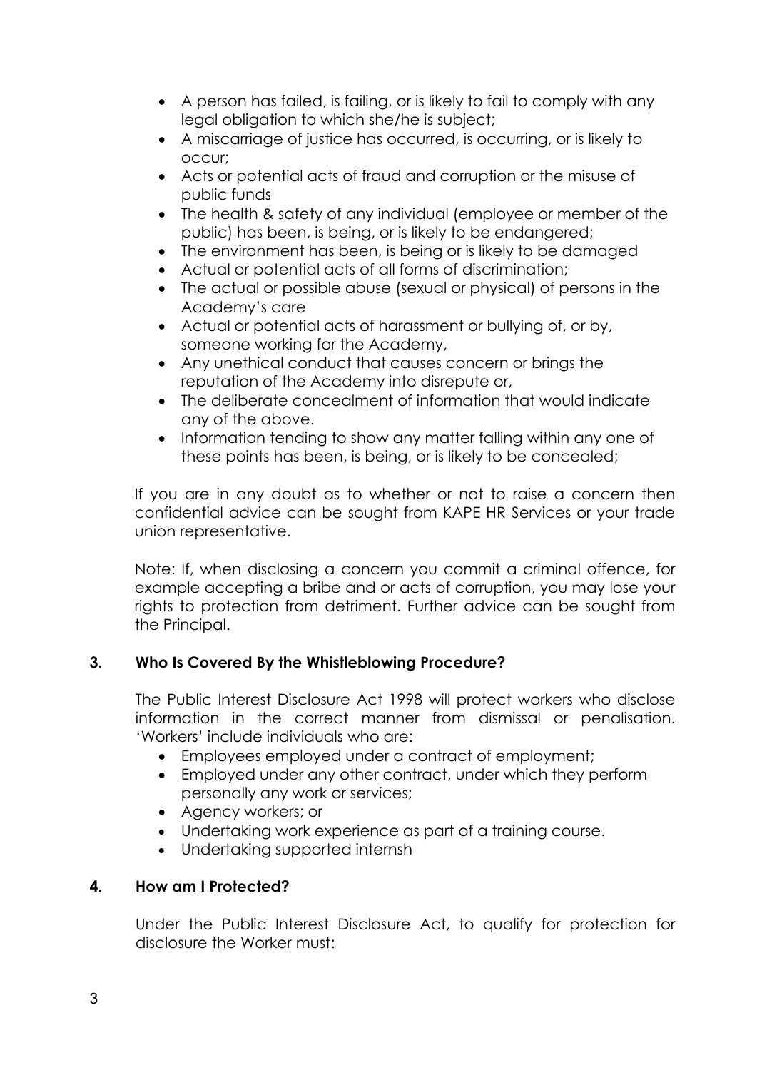- A person has failed, is failing, or is likely to fail to comply with any legal obligation to which she/he is subject;
- A miscarriage of justice has occurred, is occurring, or is likely to occur;
- Acts or potential acts of fraud and corruption or the misuse of public funds
- The health & safety of any individual (employee or member of the public) has been, is being, or is likely to be endangered;
- The environment has been, is being or is likely to be damaged
- Actual or potential acts of all forms of discrimination;
- The actual or possible abuse (sexual or physical) of persons in the Academy's care
- Actual or potential acts of harassment or bullying of, or by, someone working for the Academy,
- Any unethical conduct that causes concern or brings the reputation of the Academy into disrepute or,
- The deliberate concealment of information that would indicate any of the above.
- Information tending to show any matter falling within any one of these points has been, is being, or is likely to be concealed;

If you are in any doubt as to whether or not to raise a concern then confidential advice can be sought from KAPE HR Services or your trade union representative.

Note: If, when disclosing a concern you commit a criminal offence, for example accepting a bribe and or acts of corruption, you may lose your rights to protection from detriment. Further advice can be sought from the Principal.

## 3. Who Is Covered By the Whistleblowing Procedure?

The Public Interest Disclosure Act 1998 will protect workers who disclose information in the correct manner from dismissal or penalisation. 'Workers' include individuals who are:

- Employees employed under a contract of employment;
- Employed under any other contract, under which they perform personally any work or services;
- Agency workers; or
- Undertaking work experience as part of a training course.
- Undertaking supported internsh

## 4. How am I Protected?

Under the Public Interest Disclosure Act, to qualify for protection for disclosure the Worker must: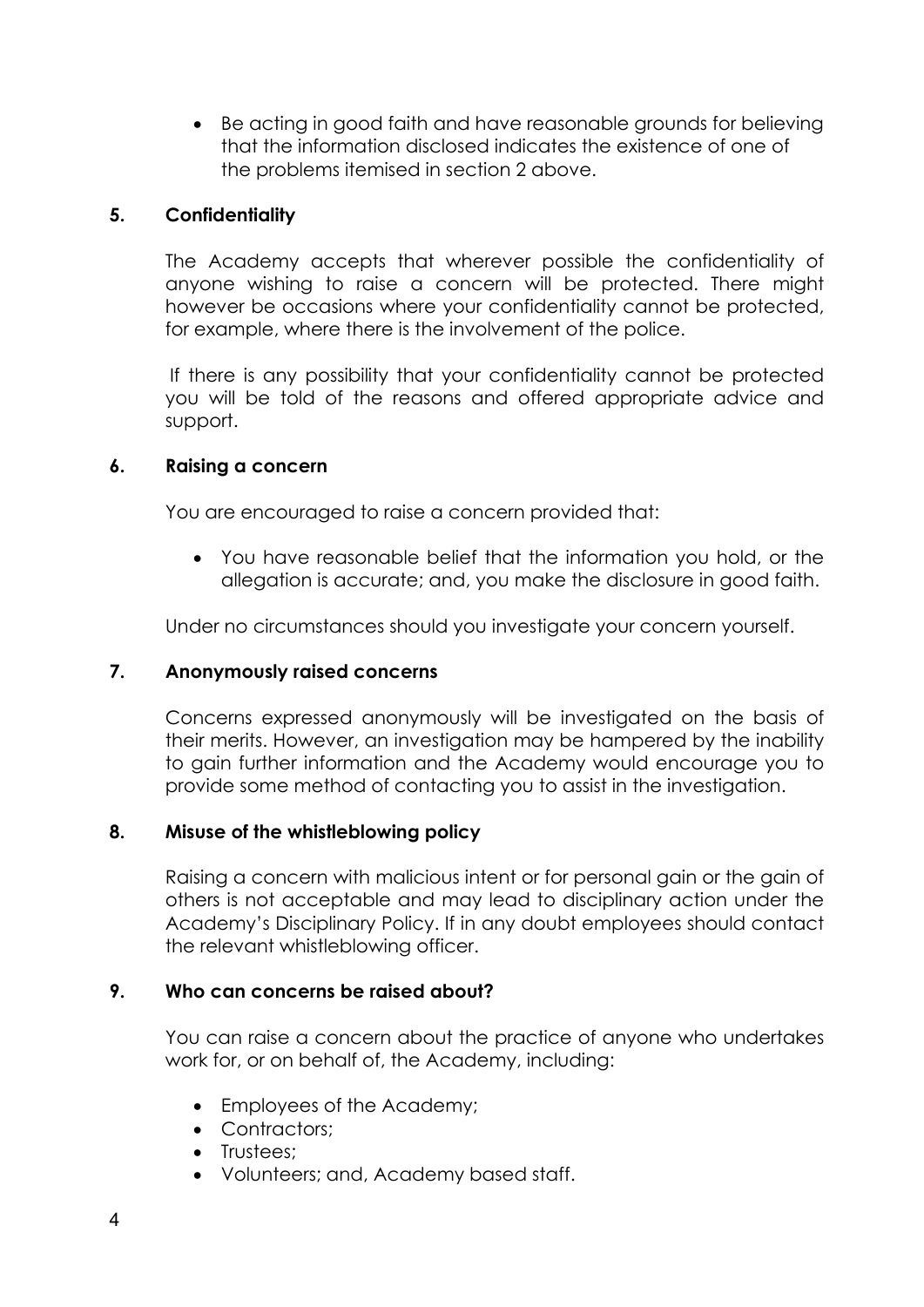- Be acting in good faith and have reasonable grounds for believing that the information disclosed indicates the existence of one of the problems itemised in section 2 above.

## 5. Confidentiality

The Academy accepts that wherever possible the confidentiality of anyone wishing to raise a concern will be protected. There might however be occasions where your confidentiality cannot be protected, for example, where there is the involvement of the police.

If there is any possibility that your confidentiality cannot be protected you will be told of the reasons and offered appropriate advice and support.

## 6. Raising a concern

You are encouraged to raise a concern provided that:

- You have reasonable belief that the information you hold, or the allegation is accurate; and, you make the disclosure in good faith.

Under no circumstances should you investigate your concern yourself.

## 7. Anonymously raised concerns

Concerns expressed anonymously will be investigated on the basis of their merits. However, an investigation may be hampered by the inability to gain further information and the Academy would encourage you to provide some method of contacting you to assist in the investigation.

## 8. Misuse of the whistleblowing policy

Raising a concern with malicious intent or for personal gain or the gain of others is not acceptable and may lead to disciplinary action under the Academy's Disciplinary Policy. If in any doubt employees should contact the relevant whistleblowing officer.

## 9. Who can concerns be raised about?

You can raise a concern about the practice of anyone who undertakes work for, or on behalf of, the Academy, including:

- Employees of the Academy;
- Contractors;
- Trustees;
- Volunteers; and, Academy based staff.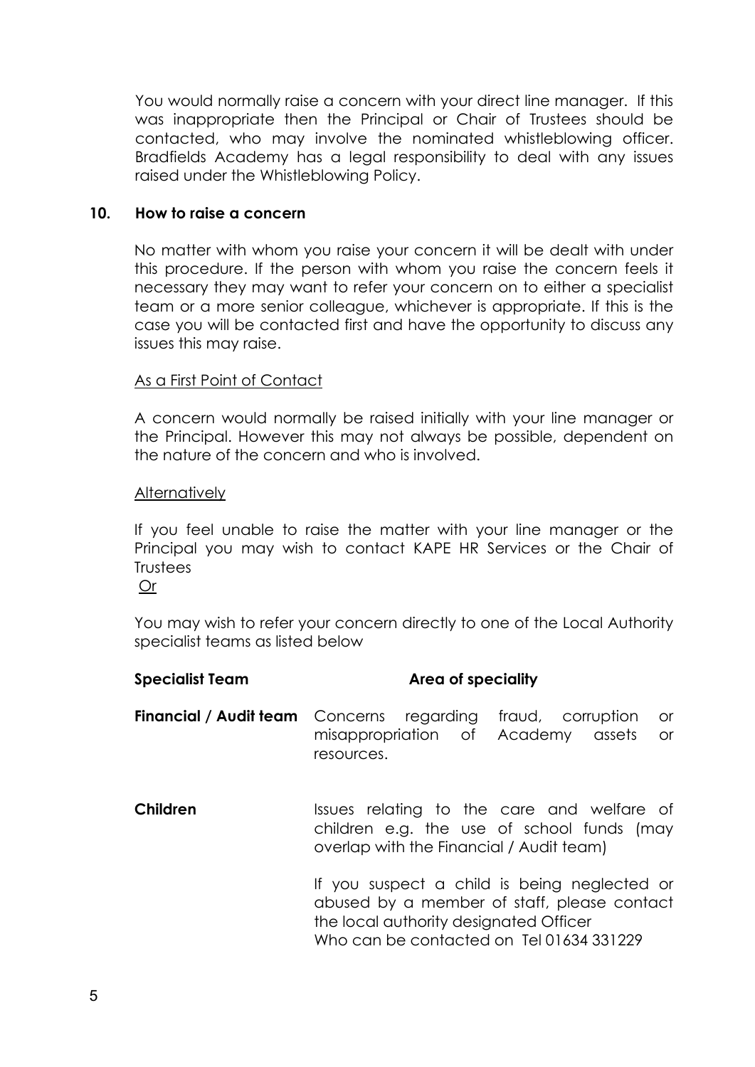You would normally raise a concern with your direct line manager. If this was inappropriate then the Principal or Chair of Trustees should be contacted, who may involve the nominated whistleblowing officer. Bradfields Academy has a legal responsibility to deal with any issues raised under the Whistleblowing Policy.

## 10. How to raise a concern

No matter with whom you raise your concern it will be dealt with under this procedure. If the person with whom you raise the concern feels it necessary they may want to refer your concern on to either a specialist team or a more senior colleague, whichever is appropriate. If this is the case you will be contacted first and have the opportunity to discuss any issues this may raise.

As a First Point of Contact

A concern would normally be raised initially with your line manager or the Principal. However this may not always be possible, dependent on the nature of the concern and who is involved.

Alternatively

If you feel unable to raise the matter with your line manager or the Principal you may wish to contact KAPE HR Services or the Chair of Trustees

Or

You may wish to refer your concern directly to one of the Local Authority specialist teams as listed below

| Specialist Team | Area of speciality |
| --- | --- |
| **Financial / Audit team** | Concerns regarding fraud, corruption or misappropriation of Academy assets or resources. |
| **Children** | Issues relating to the care and welfare of children e.g. the use of school funds (may overlap with the Financial / Audit team)<br><br>If you suspect a child is being neglected or abused by a member of staff, please contact the local authority designated Officer Who can be contacted on Tel 01634 331229 |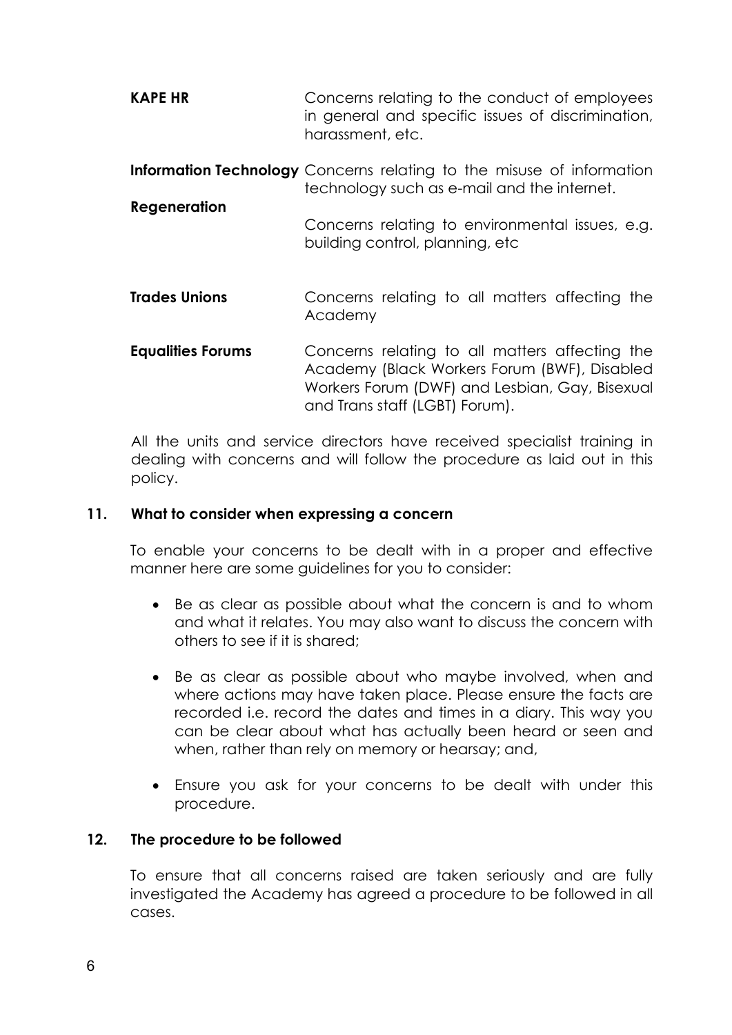| | |
|---|---|
| **KAPE HR** | Concerns relating to the conduct of employees in general and specific issues of discrimination, harassment, etc. |
| **Information Technology** | Concerns relating to the misuse of information technology such as e-mail and the internet. |
| **Regeneration** | Concerns relating to environmental issues, e.g. building control, planning, etc |
| **Trades Unions** | Concerns relating to all matters affecting the Academy |
| **Equalities Forums** | Concerns relating to all matters affecting the Academy (Black Workers Forum (BWF), Disabled Workers Forum (DWF) and Lesbian, Gay, Bisexual and Trans staff (LGBT) Forum). |

All the units and service directors have received specialist training in dealing with concerns and will follow the procedure as laid out in this policy.

## 11. What to consider when expressing a concern

To enable your concerns to be dealt with in a proper and effective manner here are some guidelines for you to consider:

- Be as clear as possible about what the concern is and to whom and what it relates. You may also want to discuss the concern with others to see if it is shared;
- Be as clear as possible about who maybe involved, when and where actions may have taken place. Please ensure the facts are recorded i.e. record the dates and times in a diary. This way you can be clear about what has actually been heard or seen and when, rather than rely on memory or hearsay; and,
- Ensure you ask for your concerns to be dealt with under this procedure.

## 12. The procedure to be followed

To ensure that all concerns raised are taken seriously and are fully investigated the Academy has agreed a procedure to be followed in all cases.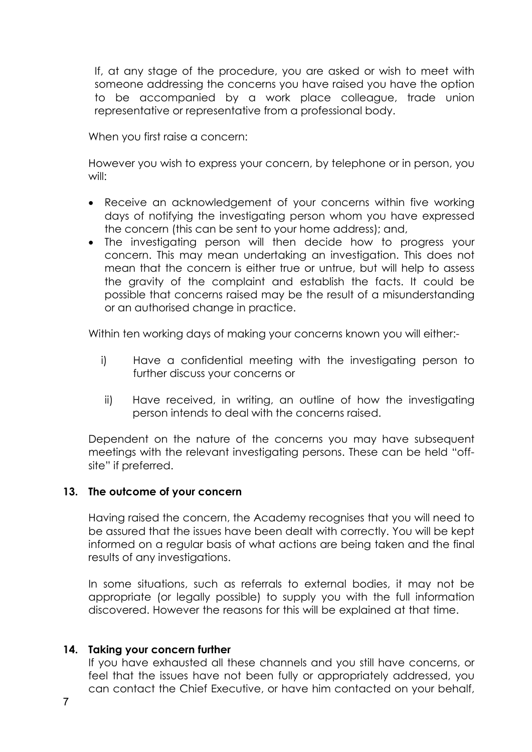If, at any stage of the procedure, you are asked or wish to meet with someone addressing the concerns you have raised you have the option to be accompanied by a work place colleague, trade union representative or representative from a professional body.

When you first raise a concern:

However you wish to express your concern, by telephone or in person, you will:

- Receive an acknowledgement of your concerns within five working days of notifying the investigating person whom you have expressed the concern (this can be sent to your home address); and,
- The investigating person will then decide how to progress your concern. This may mean undertaking an investigation. This does not mean that the concern is either true or untrue, but will help to assess the gravity of the complaint and establish the facts. It could be possible that concerns raised may be the result of a misunderstanding or an authorised change in practice.

Within ten working days of making your concerns known you will either:-

i) Have a confidential meeting with the investigating person to further discuss your concerns or

ii) Have received, in writing, an outline of how the investigating person intends to deal with the concerns raised.

Dependent on the nature of the concerns you may have subsequent meetings with the relevant investigating persons. These can be held "off-site" if preferred.

## 13. The outcome of your concern

Having raised the concern, the Academy recognises that you will need to be assured that the issues have been dealt with correctly. You will be kept informed on a regular basis of what actions are being taken and the final results of any investigations.

In some situations, such as referrals to external bodies, it may not be appropriate (or legally possible) to supply you with the full information discovered. However the reasons for this will be explained at that time.

## 14. Taking your concern further

If you have exhausted all these channels and you still have concerns, or feel that the issues have not been fully or appropriately addressed, you can contact the Chief Executive, or have him contacted on your behalf,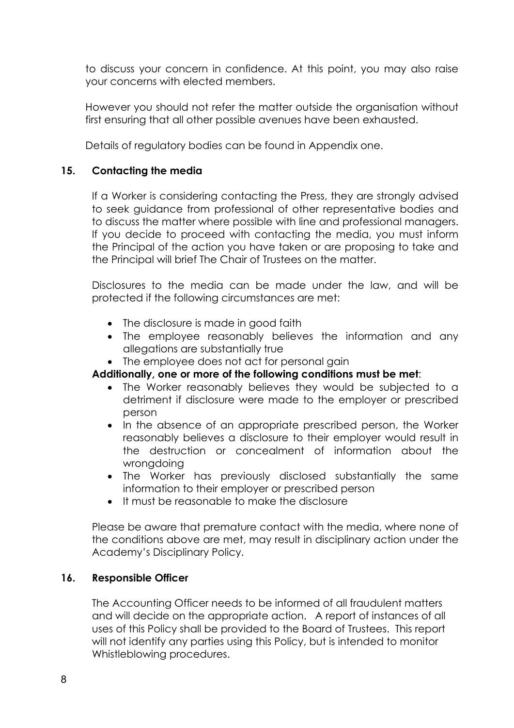to discuss your concern in confidence. At this point, you may also raise your concerns with elected members.

However you should not refer the matter outside the organisation without first ensuring that all other possible avenues have been exhausted.

Details of regulatory bodies can be found in Appendix one.

## 15. Contacting the media

If a Worker is considering contacting the Press, they are strongly advised to seek guidance from professional of other representative bodies and to discuss the matter where possible with line and professional managers. If you decide to proceed with contacting the media, you must inform the Principal of the action you have taken or are proposing to take and the Principal will brief The Chair of Trustees on the matter.

Disclosures to the media can be made under the law, and will be protected if the following circumstances are met:

- The disclosure is made in good faith
- The employee reasonably believes the information and any allegations are substantially true
- The employee does not act for personal gain

**Additionally, one or more of the following conditions must be met**:

- The Worker reasonably believes they would be subjected to a detriment if disclosure were made to the employer or prescribed person
- In the absence of an appropriate prescribed person, the Worker reasonably believes a disclosure to their employer would result in the destruction or concealment of information about the wrongdoing
- The Worker has previously disclosed substantially the same information to their employer or prescribed person
- It must be reasonable to make the disclosure

Please be aware that premature contact with the media, where none of the conditions above are met, may result in disciplinary action under the Academy's Disciplinary Policy.

## 16. Responsible Officer

The Accounting Officer needs to be informed of all fraudulent matters and will decide on the appropriate action. A report of instances of all uses of this Policy shall be provided to the Board of Trustees. This report will not identify any parties using this Policy, but is intended to monitor Whistleblowing procedures.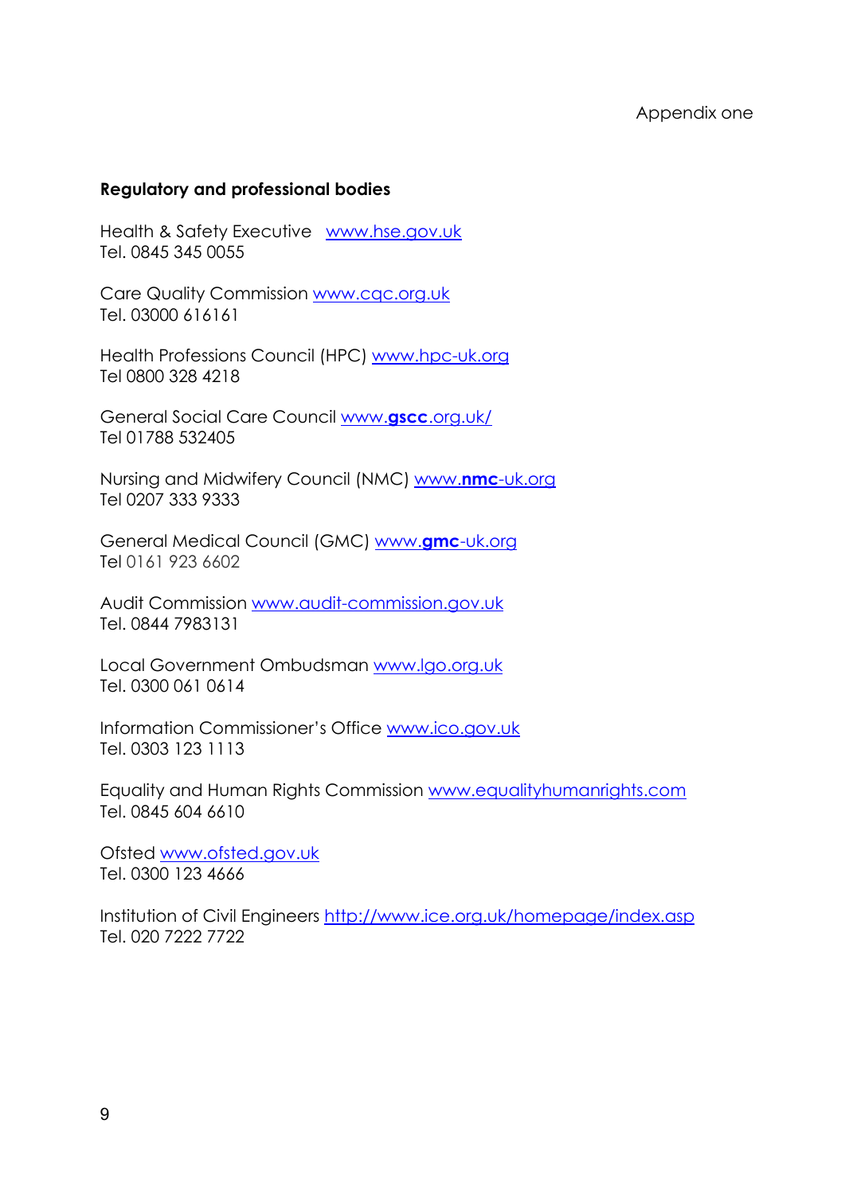Appendix one

**Regulatory and professional bodies**

Health & Safety Executive   www.hse.gov.uk
Tel. 0845 345 0055

Care Quality Commission www.cqc.org.uk
Tel. 03000 616161

Health Professions Council (HPC) www.hpc-uk.org
Tel 0800 328 4218

General Social Care Council www.**gscc**.org.uk/
Tel 01788 532405

Nursing and Midwifery Council (NMC) www.**nmc**-uk.org
Tel 0207 333 9333

General Medical Council (GMC) www.**gmc**-uk.org
Tel 0161 923 6602

Audit Commission www.audit-commission.gov.uk
Tel. 0844 7983131

Local Government Ombudsman www.lgo.org.uk
Tel. 0300 061 0614

Information Commissioner's Office www.ico.gov.uk
Tel. 0303 123 1113

Equality and Human Rights Commission www.equalityhumanrights.com
Tel. 0845 604 6610

Ofsted www.ofsted.gov.uk
Tel. 0300 123 4666

Institution of Civil Engineers http://www.ice.org.uk/homepage/index.asp
Tel. 020 7222 7722